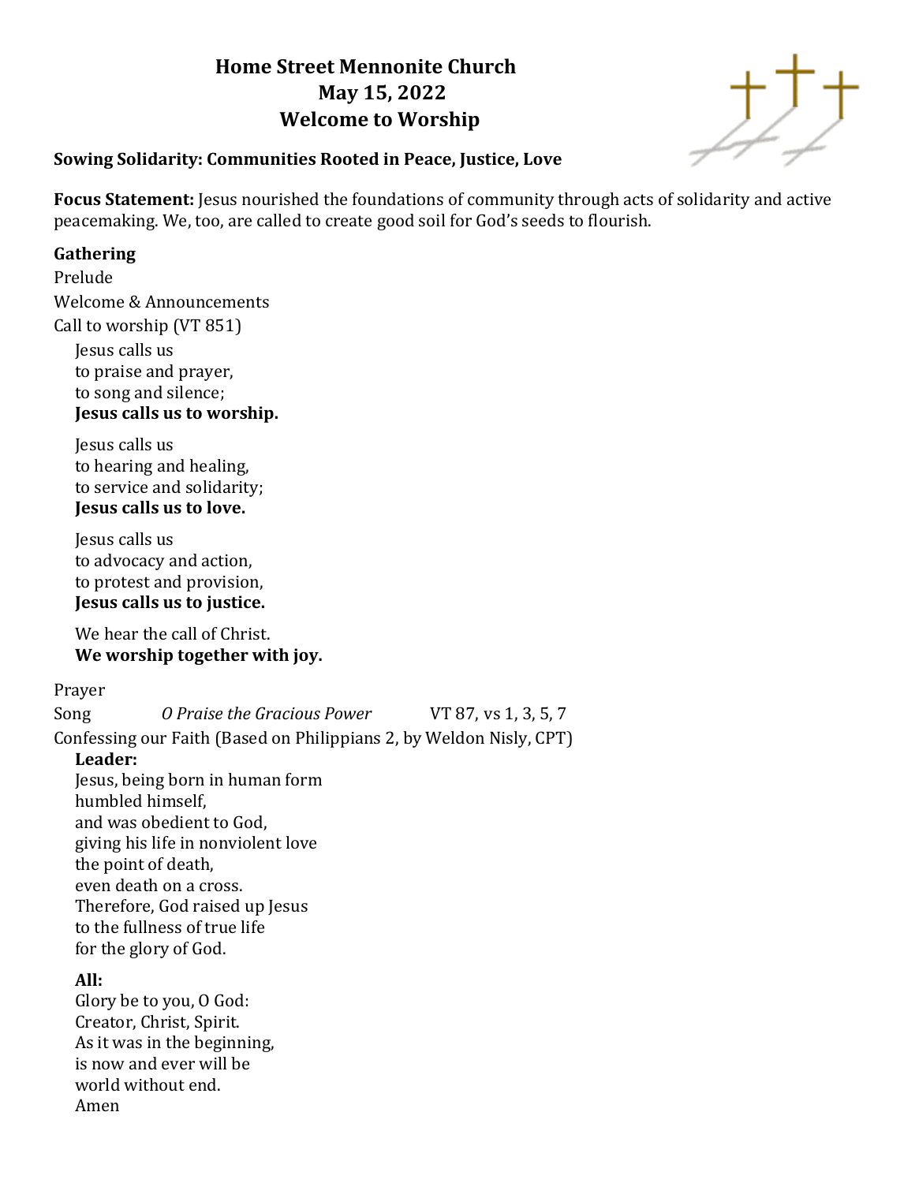# Home Street Mennonite Church
# May 15, 2022
# Welcome to Worship

**Sowing Solidarity: Communities Rooted in Peace, Justice, Love**

**Focus Statement:** Jesus nourished the foundations of community through acts of solidarity and active peacemaking. We, too, are called to create good soil for God's seeds to flourish.

**Gathering**

Prelude

Welcome & Announcements

Call to worship (VT 851)

Jesus calls us
to praise and prayer,
to song and silence;
**Jesus calls us to worship.**

Jesus calls us
to hearing and healing,
to service and solidarity;
**Jesus calls us to love.**

Jesus calls us
to advocacy and action,
to protest and provision,
**Jesus calls us to justice.**

We hear the call of Christ.
**We worship together with joy.**

Prayer

Song *O Praise the Gracious Power* VT 87, vs 1, 3, 5, 7

Confessing our Faith (Based on Philippians 2, by Weldon Nisly, CPT)

**Leader:**

Jesus, being born in human form
humbled himself,
and was obedient to God,
giving his life in nonviolent love
the point of death,
even death on a cross.
Therefore, God raised up Jesus
to the fullness of true life
for the glory of God.

**All:**

Glory be to you, O God:
Creator, Christ, Spirit.
As it was in the beginning,
is now and ever will be
world without end.
Amen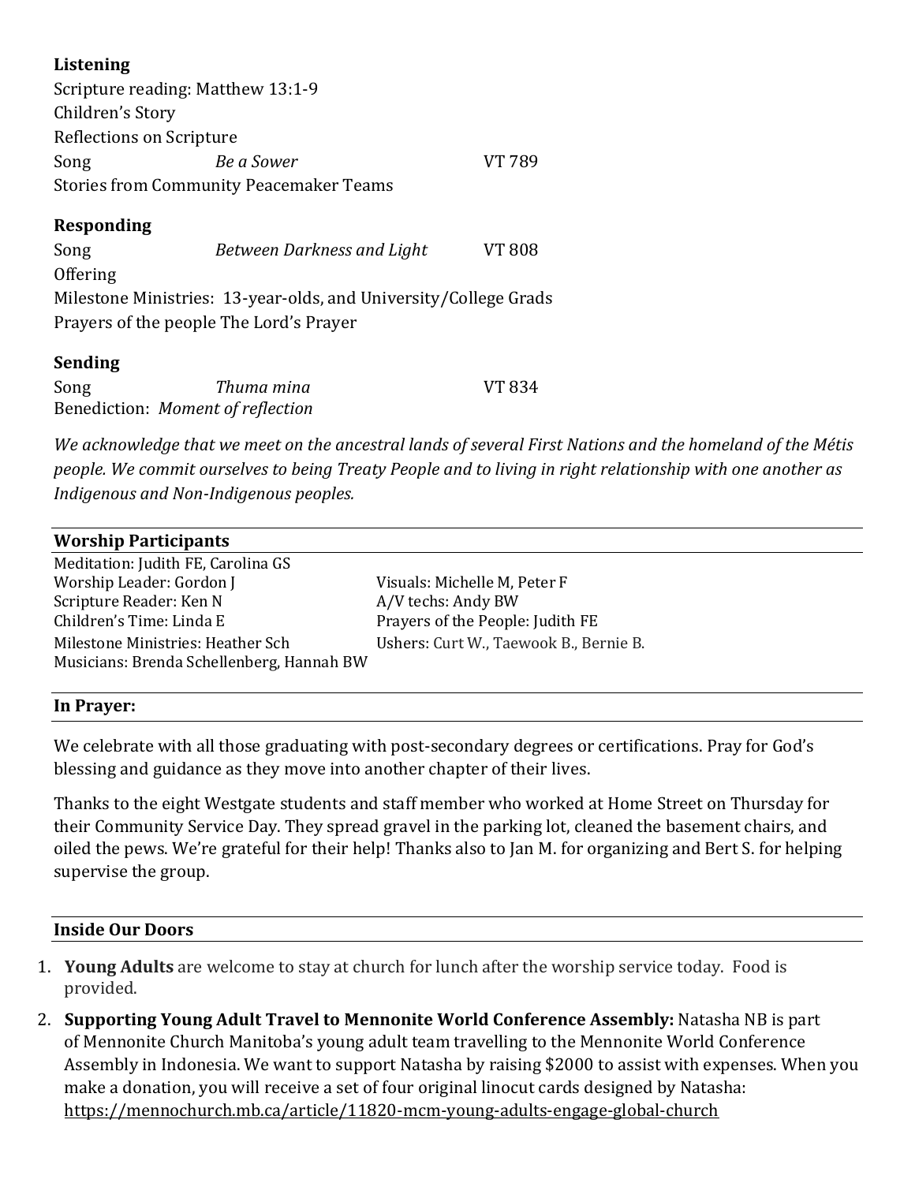**Listening**

Scripture reading: Matthew 13:1-9
Children's Story
Reflections on Scripture

| | | |
|---|---|---|
| Song | *Be a Sower* | VT 789 |

Stories from Community Peacemaker Teams

**Responding**

| | | |
|---|---|---|
| Song | *Between Darkness and Light* | VT 808 |

Offering
Milestone Ministries: 13-year-olds, and University/College Grads
Prayers of the people The Lord's Prayer

**Sending**

| | | |
|---|---|---|
| Song | *Thuma mina* | VT 834 |

Benediction: *Moment of reflection*

*We acknowledge that we meet on the ancestral lands of several First Nations and the homeland of the Métis people. We commit ourselves to being Treaty People and to living in right relationship with one another as Indigenous and Non-Indigenous peoples.*

## Worship Participants

Meditation: Judith FE, Carolina GS
Worship Leader: Gordon J
Scripture Reader: Ken N
Children's Time: Linda E
Milestone Ministries: Heather Sch
Musicians: Brenda Schellenberg, Hannah BW
Visuals: Michelle M, Peter F
A/V techs: Andy BW
Prayers of the People: Judith FE
Ushers: Curt W., Taewook B., Bernie B.

## In Prayer:

We celebrate with all those graduating with post-secondary degrees or certifications. Pray for God's blessing and guidance as they move into another chapter of their lives.

Thanks to the eight Westgate students and staff member who worked at Home Street on Thursday for their Community Service Day. They spread gravel in the parking lot, cleaned the basement chairs, and oiled the pews. We're grateful for their help! Thanks also to Jan M. for organizing and Bert S. for helping supervise the group.

## Inside Our Doors

1. **Young Adults** are welcome to stay at church for lunch after the worship service today. Food is provided.
2. **Supporting Young Adult Travel to Mennonite World Conference Assembly:** Natasha NB is part of Mennonite Church Manitoba's young adult team travelling to the Mennonite World Conference Assembly in Indonesia. We want to support Natasha by raising $2000 to assist with expenses. When you make a donation, you will receive a set of four original linocut cards designed by Natasha: https://mennochurch.mb.ca/article/11820-mcm-young-adults-engage-global-church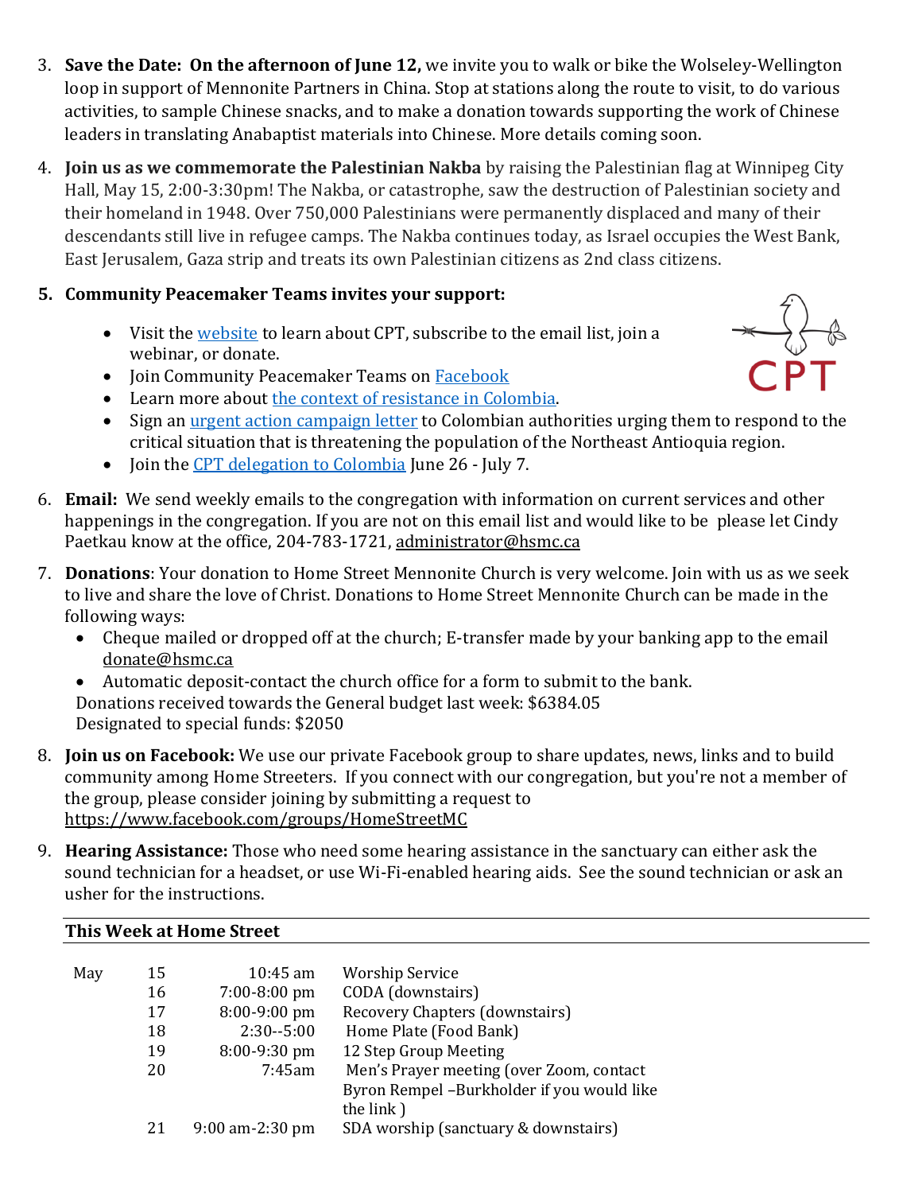3. **Save the Date: On the afternoon of June 12,** we invite you to walk or bike the Wolseley-Wellington loop in support of Mennonite Partners in China. Stop at stations along the route to visit, to do various activities, to sample Chinese snacks, and to make a donation towards supporting the work of Chinese leaders in translating Anabaptist materials into Chinese. More details coming soon.

4. **Join us as we commemorate the Palestinian Nakba** by raising the Palestinian flag at Winnipeg City Hall, May 15, 2:00-3:30pm! The Nakba, or catastrophe, saw the destruction of Palestinian society and their homeland in 1948. Over 750,000 Palestinians were permanently displaced and many of their descendants still live in refugee camps. The Nakba continues today, as Israel occupies the West Bank, East Jerusalem, Gaza strip and treats its own Palestinian citizens as 2nd class citizens.

5. **Community Peacemaker Teams invites your support:**
   - Visit the website to learn about CPT, subscribe to the email list, join a webinar, or donate.
   - Join Community Peacemaker Teams on Facebook
   - Learn more about the context of resistance in Colombia.
   - Sign an urgent action campaign letter to Colombian authorities urging them to respond to the critical situation that is threatening the population of the Northeast Antioquia region.
   - Join the CPT delegation to Colombia June 26 - July 7.

6. **Email:** We send weekly emails to the congregation with information on current services and other happenings in the congregation. If you are not on this email list and would like to be please let Cindy Paetkau know at the office, 204-783-1721, administrator@hsmc.ca

7. **Donations**: Your donation to Home Street Mennonite Church is very welcome. Join with us as we seek to live and share the love of Christ. Donations to Home Street Mennonite Church can be made in the following ways:
   - Cheque mailed or dropped off at the church; E-transfer made by your banking app to the email donate@hsmc.ca
   - Automatic deposit-contact the church office for a form to submit to the bank.

   Donations received towards the General budget last week: $6384.05
   Designated to special funds: $2050

8. **Join us on Facebook:** We use our private Facebook group to share updates, news, links and to build community among Home Streeters. If you connect with our congregation, but you're not a member of the group, please consider joining by submitting a request to https://www.facebook.com/groups/HomeStreetMC

9. **Hearing Assistance:** Those who need some hearing assistance in the sanctuary can either ask the sound technician for a headset, or use Wi-Fi-enabled hearing aids. See the sound technician or ask an usher for the instructions.

**This Week at Home Street**

| | | | |
|---|---|---|---|
| May | 15 | 10:45 am | Worship Service |
| | 16 | 7:00-8:00 pm | CODA (downstairs) |
| | 17 | 8:00-9:00 pm | Recovery Chapters (downstairs) |
| | 18 | 2:30--5:00 | Home Plate (Food Bank) |
| | 19 | 8:00-9:30 pm | 12 Step Group Meeting |
| | 20 | 7:45am | Men's Prayer meeting (over Zoom, contact Byron Rempel –Burkholder if you would like the link ) |
| | 21 | 9:00 am-2:30 pm | SDA worship (sanctuary & downstairs) |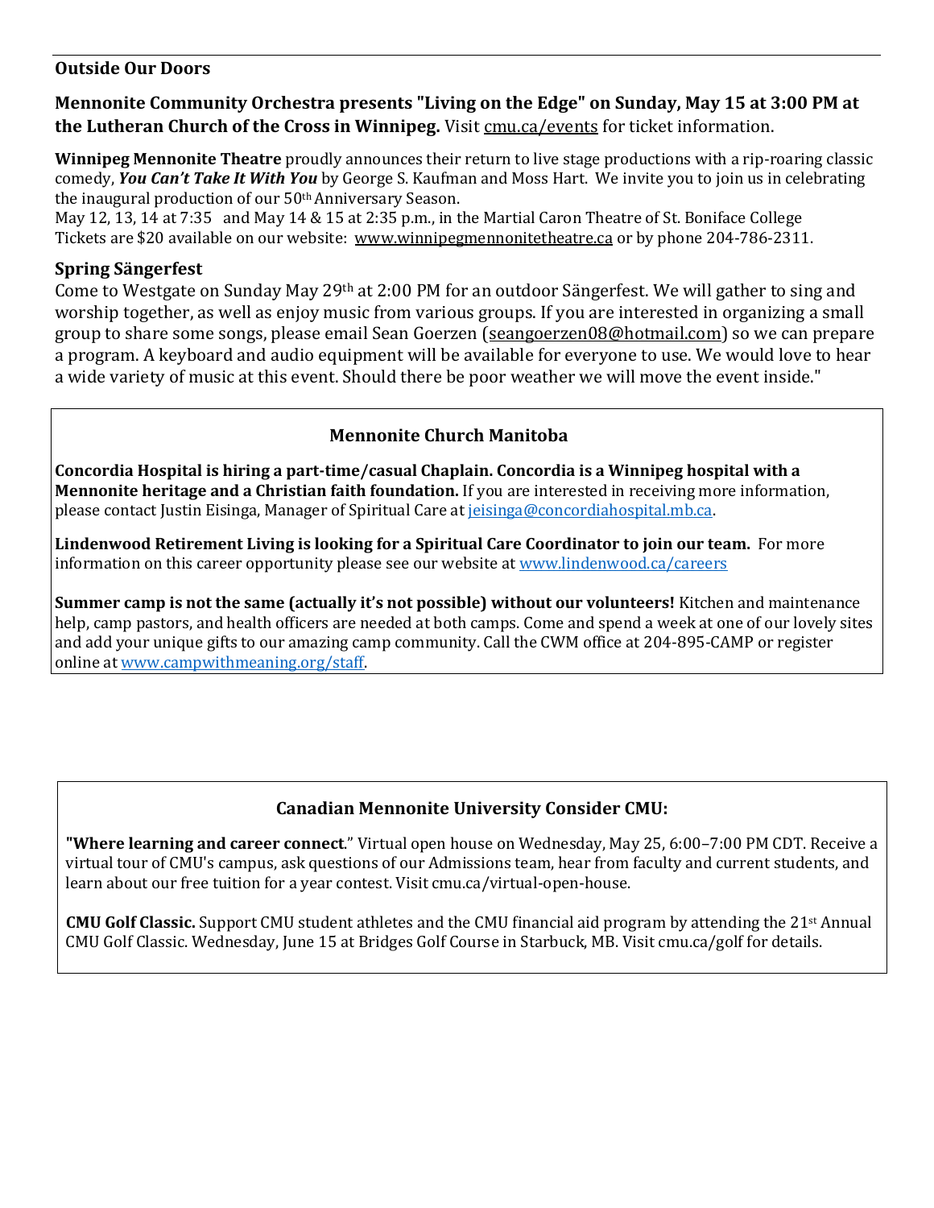## Outside Our Doors

**Mennonite Community Orchestra presents "Living on the Edge" on Sunday, May 15 at 3:00 PM at the Lutheran Church of the Cross in Winnipeg.** Visit cmu.ca/events for ticket information.

**Winnipeg Mennonite Theatre** proudly announces their return to live stage productions with a rip-roaring classic comedy, ***You Can't Take It With You*** by George S. Kaufman and Moss Hart. We invite you to join us in celebrating the inaugural production of our 50th Anniversary Season.
May 12, 13, 14 at 7:35 and May 14 & 15 at 2:35 p.m., in the Martial Caron Theatre of St. Boniface College
Tickets are $20 available on our website: www.winnipegmennonitetheatre.ca or by phone 204-786-2311.

### Spring Sängerfest

Come to Westgate on Sunday May 29th at 2:00 PM for an outdoor Sängerfest. We will gather to sing and worship together, as well as enjoy music from various groups. If you are interested in organizing a small group to share some songs, please email Sean Goerzen (seangoerzen08@hotmail.com) so we can prepare a program. A keyboard and audio equipment will be available for everyone to use. We would love to hear a wide variety of music at this event. Should there be poor weather we will move the event inside."

### Mennonite Church Manitoba

**Concordia Hospital is hiring a part-time/casual Chaplain. Concordia is a Winnipeg hospital with a Mennonite heritage and a Christian faith foundation.** If you are interested in receiving more information, please contact Justin Eisinga, Manager of Spiritual Care at jeisinga@concordiahospital.mb.ca.

**Lindenwood Retirement Living is looking for a Spiritual Care Coordinator to join our team.** For more information on this career opportunity please see our website at www.lindenwood.ca/careers

**Summer camp is not the same (actually it's not possible) without our volunteers!** Kitchen and maintenance help, camp pastors, and health officers are needed at both camps. Come and spend a week at one of our lovely sites and add your unique gifts to our amazing camp community. Call the CWM office at 204-895-CAMP or register online at www.campwithmeaning.org/staff.

### Canadian Mennonite University Consider CMU:

**"Where learning and career connect**." Virtual open house on Wednesday, May 25, 6:00–7:00 PM CDT. Receive a virtual tour of CMU's campus, ask questions of our Admissions team, hear from faculty and current students, and learn about our free tuition for a year contest. Visit cmu.ca/virtual-open-house.

**CMU Golf Classic.** Support CMU student athletes and the CMU financial aid program by attending the 21st Annual CMU Golf Classic. Wednesday, June 15 at Bridges Golf Course in Starbuck, MB. Visit cmu.ca/golf for details.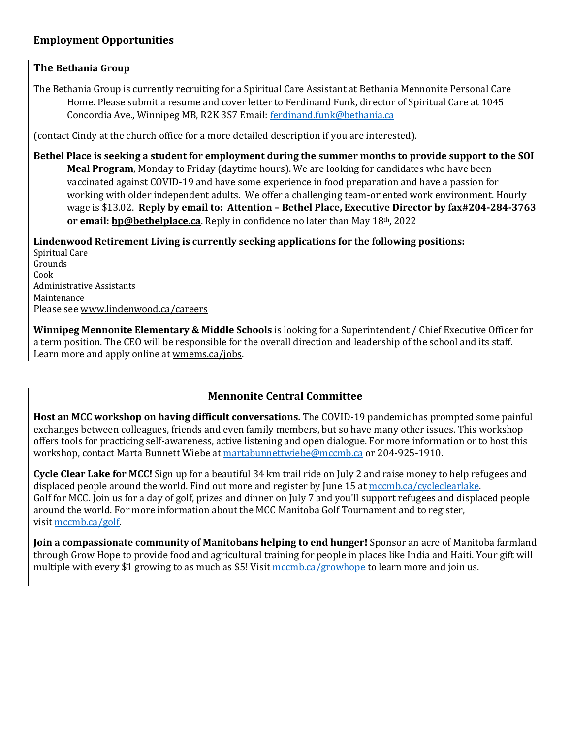## Employment Opportunities

### The Bethania Group

The Bethania Group is currently recruiting for a Spiritual Care Assistant at Bethania Mennonite Personal Care Home. Please submit a resume and cover letter to Ferdinand Funk, director of Spiritual Care at 1045 Concordia Ave., Winnipeg MB, R2K 3S7 Email: ferdinand.funk@bethania.ca

(contact Cindy at the church office for a more detailed description if you are interested).

**Bethel Place is seeking a student for employment during the summer months to provide support to the SOI Meal Program**, Monday to Friday (daytime hours). We are looking for candidates who have been vaccinated against COVID-19 and have some experience in food preparation and have a passion for working with older independent adults. We offer a challenging team-oriented work environment. Hourly wage is $13.02. **Reply by email to: Attention – Bethel Place, Executive Director by fax#204-284-3763 or email: bp@bethelplace.ca**. Reply in confidence no later than May 18th, 2022

**Lindenwood Retirement Living is currently seeking applications for the following positions:**

Spiritual Care
Grounds
Cook
Administrative Assistants
Maintenance
Please see www.lindenwood.ca/careers

**Winnipeg Mennonite Elementary & Middle Schools** is looking for a Superintendent / Chief Executive Officer for a term position. The CEO will be responsible for the overall direction and leadership of the school and its staff. Learn more and apply online at wmems.ca/jobs.

### Mennonite Central Committee

**Host an MCC workshop on having difficult conversations.** The COVID-19 pandemic has prompted some painful exchanges between colleagues, friends and even family members, but so have many other issues. This workshop offers tools for practicing self-awareness, active listening and open dialogue. For more information or to host this workshop, contact Marta Bunnett Wiebe at martabunnettwiebe@mccmb.ca or 204-925-1910.

**Cycle Clear Lake for MCC!** Sign up for a beautiful 34 km trail ride on July 2 and raise money to help refugees and displaced people around the world. Find out more and register by June 15 at mccmb.ca/cycleclearlake.
Golf for MCC. Join us for a day of golf, prizes and dinner on July 7 and you'll support refugees and displaced people around the world. For more information about the MCC Manitoba Golf Tournament and to register, visit mccmb.ca/golf.

**Join a compassionate community of Manitobans helping to end hunger!** Sponsor an acre of Manitoba farmland through Grow Hope to provide food and agricultural training for people in places like India and Haiti. Your gift will multiple with every $1 growing to as much as $5! Visit mccmb.ca/growhope to learn more and join us.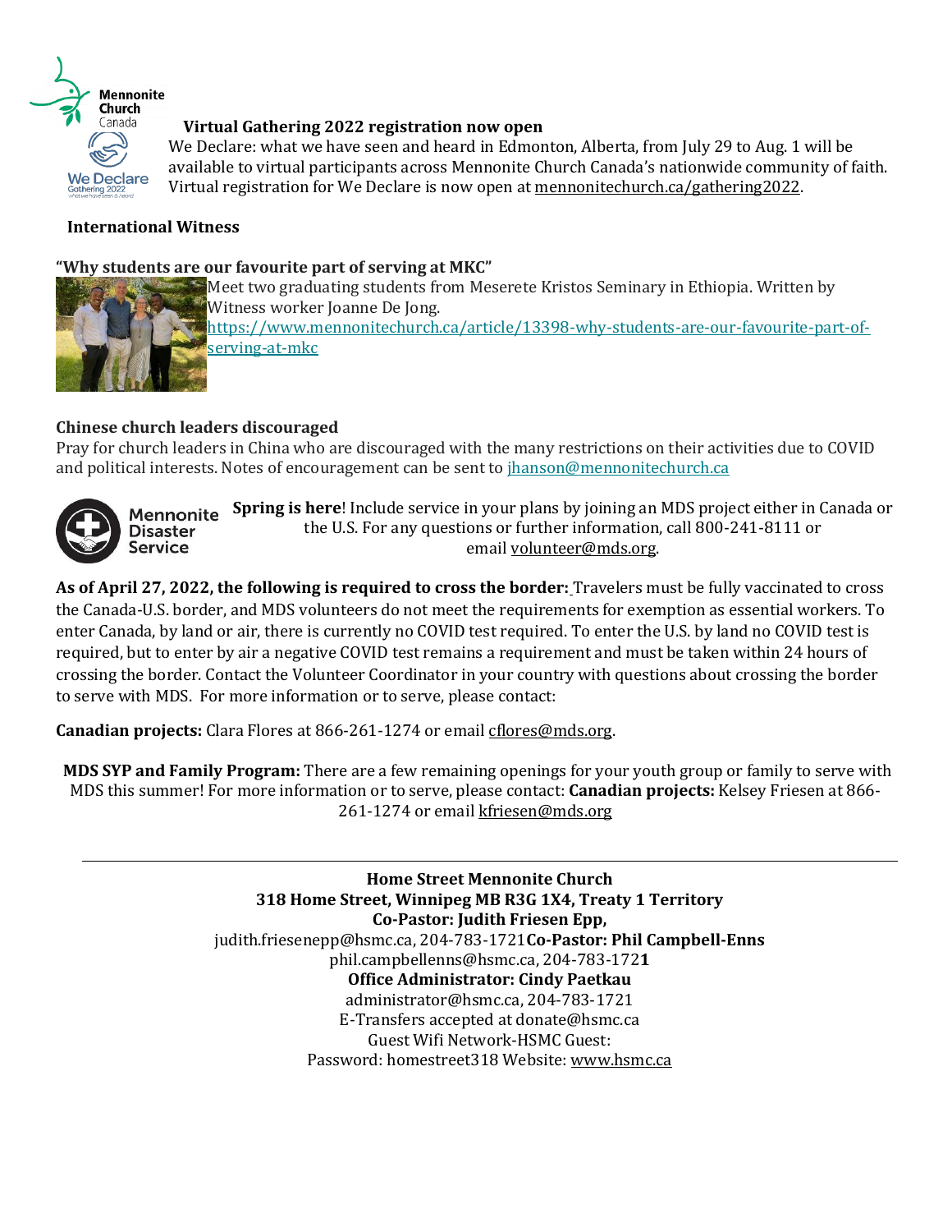**Virtual Gathering 2022 registration now open**

We Declare: what we have seen and heard in Edmonton, Alberta, from July 29 to Aug. 1 will be available to virtual participants across Mennonite Church Canada's nationwide community of faith. Virtual registration for We Declare is now open at mennonitechurch.ca/gathering2022.

**International Witness**

**"Why students are our favourite part of serving at MKC"**

Meet two graduating students from Meserete Kristos Seminary in Ethiopia. Written by Witness worker Joanne De Jong.
https://www.mennonitechurch.ca/article/13398-why-students-are-our-favourite-part-of-serving-at-mkc

**Chinese church leaders discouraged**

Pray for church leaders in China who are discouraged with the many restrictions on their activities due to COVID and political interests. Notes of encouragement can be sent to jhanson@mennonitechurch.ca

**Spring is here**! Include service in your plans by joining an MDS project either in Canada or the U.S. For any questions or further information, call 800-241-8111 or email volunteer@mds.org.

**As of April 27, 2022, the following is required to cross the border:** Travelers must be fully vaccinated to cross the Canada-U.S. border, and MDS volunteers do not meet the requirements for exemption as essential workers. To enter Canada, by land or air, there is currently no COVID test required. To enter the U.S. by land no COVID test is required, but to enter by air a negative COVID test remains a requirement and must be taken within 24 hours of crossing the border. Contact the Volunteer Coordinator in your country with questions about crossing the border to serve with MDS. For more information or to serve, please contact:

**Canadian projects:** Clara Flores at 866-261-1274 or email cflores@mds.org.

**MDS SYP and Family Program:** There are a few remaining openings for your youth group or family to serve with MDS this summer! For more information or to serve, please contact: **Canadian projects:** Kelsey Friesen at 866-261-1274 or email kfriesen@mds.org

---

**Home Street Mennonite Church**
**318 Home Street, Winnipeg MB R3G 1X4, Treaty 1 Territory**
**Co-Pastor: Judith Friesen Epp,**
judith.friesenepp@hsmc.ca, 204-783-1721 **Co-Pastor: Phil Campbell-Enns**
phil.campbellenns@hsmc.ca, 204-783-1721
**Office Administrator: Cindy Paetkau**
administrator@hsmc.ca, 204-783-1721
E-Transfers accepted at donate@hsmc.ca
Guest Wifi Network-HSMC Guest:
Password: homestreet318 Website: www.hsmc.ca